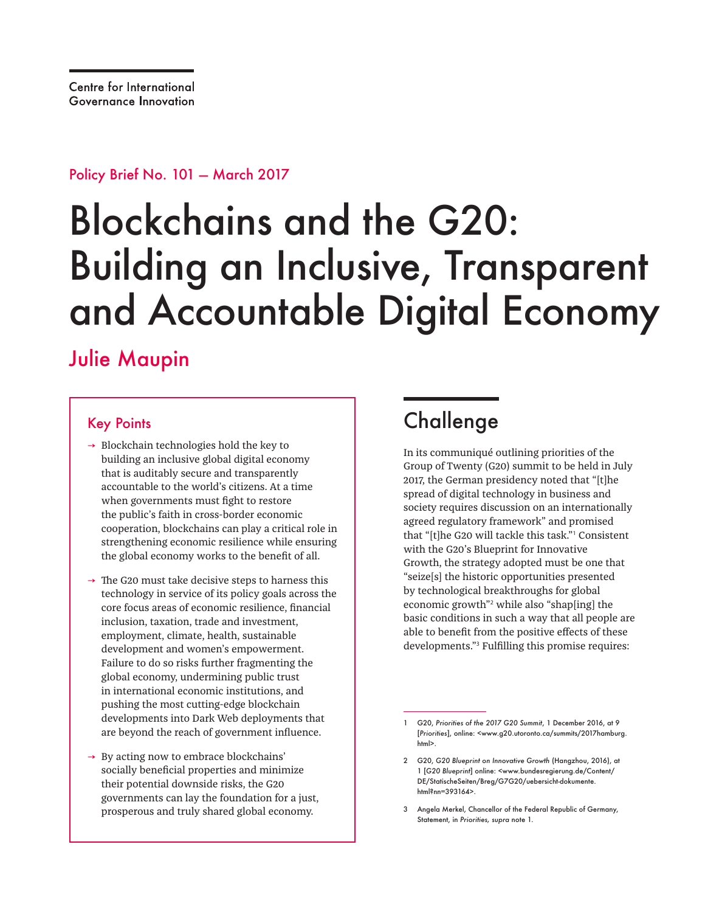Centre for International Governance Innovation

Policy Brief No. 101 — March 2017

# Blockchains and the G20: Building an Inclusive, Transparent and Accountable Digital Economy

## Julie Maupin

### Key Points

- Blockchain technologies hold the key to building an inclusive global digital economy that is auditably secure and transparently accountable to the world's citizens. At a time when governments must fight to restore the public's faith in cross-border economic cooperation, blockchains can play a critical role in strengthening economic resilience while ensuring the global economy works to the benefit of all.
- The G20 must take decisive steps to harness this technology in service of its policy goals across the core focus areas of economic resilience, financial inclusion, taxation, trade and investment, employment, climate, health, sustainable development and women's empowerment. Failure to do so risks further fragmenting the global economy, undermining public trust in international economic institutions, and pushing the most cutting-edge blockchain developments into Dark Web deployments that are beyond the reach of government influence.
- By acting now to embrace blockchains' socially beneficial properties and minimize their potential downside risks, the G20 governments can lay the foundation for a just, prosperous and truly shared global economy.

## Challenge

In its communiqué outlining priorities of the Group of Twenty (G20) summit to be held in July 2017, the German presidency noted that "[t]he spread of digital technology in business and society requires discussion on an internationally agreed regulatory framework" and promised that "[t]he G20 will tackle this task."[1] Consistent with the G20's Blueprint for Innovative Growth, the strategy adopted must be one that "seize[s] the historic opportunities presented by technological breakthroughs for global economic growth"[2] while also "shap[ing] the basic conditions in such a way that all people are able to benefit from the positive effects of these developments."[3] Fulfilling this promise requires:

1 G20, *Priorities of the 2017 G20 Summit*, 1 December 2016, at 9 [*Priorities*], online: <www.g20.utoronto.ca/summits/2017hamburg.html>.

2 G20, *G20 Blueprint on Innovative Growth* (Hangzhou, 2016), at 1 [*G20 Blueprint*] online: <www.bundesregierung.de/Content/DE/StatischeSeiten/Breg/G7G20/uebersicht-dokumente.html?nn=393164>.

3 Angela Merkel, Chancellor of the Federal Republic of Germany, Statement, in *Priorities, supra* note 1.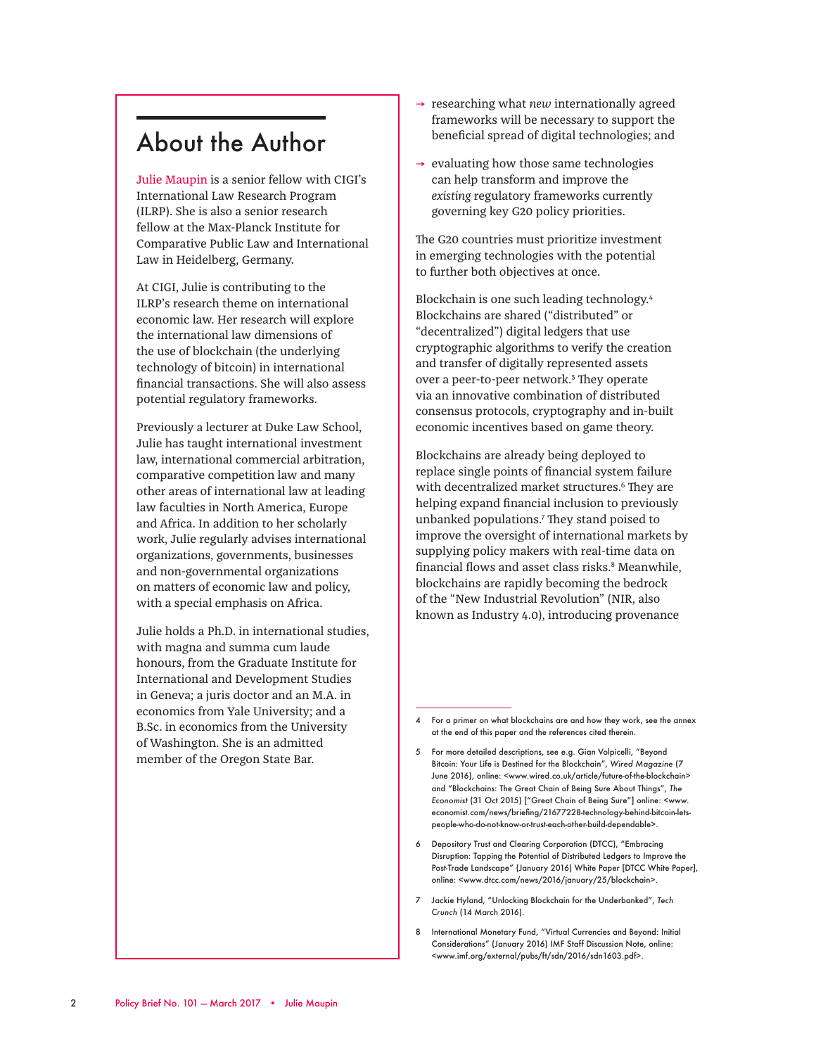## About the Author

Julie Maupin is a senior fellow with CIGI's International Law Research Program (ILRP). She is also a senior research fellow at the Max-Planck Institute for Comparative Public Law and International Law in Heidelberg, Germany.

At CIGI, Julie is contributing to the ILRP's research theme on international economic law. Her research will explore the international law dimensions of the use of blockchain (the underlying technology of bitcoin) in international financial transactions. She will also assess potential regulatory frameworks.

Previously a lecturer at Duke Law School, Julie has taught international investment law, international commercial arbitration, comparative competition law and many other areas of international law at leading law faculties in North America, Europe and Africa. In addition to her scholarly work, Julie regularly advises international organizations, governments, businesses and non-governmental organizations on matters of economic law and policy, with a special emphasis on Africa.

Julie holds a Ph.D. in international studies, with magna and summa cum laude honours, from the Graduate Institute for International and Development Studies in Geneva; a juris doctor and an M.A. in economics from Yale University; and a B.Sc. in economics from the University of Washington. She is an admitted member of the Oregon State Bar.

- researching what *new* internationally agreed frameworks will be necessary to support the beneficial spread of digital technologies; and
- evaluating how those same technologies can help transform and improve the *existing* regulatory frameworks currently governing key G20 policy priorities.

The G20 countries must prioritize investment in emerging technologies with the potential to further both objectives at once.

Blockchain is one such leading technology.[4] Blockchains are shared ("distributed" or "decentralized") digital ledgers that use cryptographic algorithms to verify the creation and transfer of digitally represented assets over a peer-to-peer network.[5] They operate via an innovative combination of distributed consensus protocols, cryptography and in-built economic incentives based on game theory.

Blockchains are already being deployed to replace single points of financial system failure with decentralized market structures.[6] They are helping expand financial inclusion to previously unbanked populations.[7] They stand poised to improve the oversight of international markets by supplying policy makers with real-time data on financial flows and asset class risks.[8] Meanwhile, blockchains are rapidly becoming the bedrock of the "New Industrial Revolution" (NIR, also known as Industry 4.0), introducing provenance

4 For a primer on what blockchains are and how they work, see the annex at the end of this paper and the references cited therein.

5 For more detailed descriptions, see e.g. Gian Volpicelli, "Beyond Bitcoin: Your Life is Destined for the Blockchain", *Wired Magazine* (7 June 2016), online: <www.wired.co.uk/article/future-of-the-blockchain> and "Blockchains: The Great Chain of Being Sure About Things", *The Economist* (31 Oct 2015) ["Great Chain of Being Sure"] online: <www.economist.com/news/briefing/21677228-technology-behind-bitcoin-lets-people-who-do-not-know-or-trust-each-other-build-dependable>.

6 Depository Trust and Clearing Corporation (DTCC), "Embracing Disruption: Tapping the Potential of Distributed Ledgers to Improve the Post-Trade Landscape" (January 2016) White Paper [DTCC White Paper], online: <www.dtcc.com/news/2016/january/25/blockchain>.

7 Jackie Hyland, "Unlocking Blockchain for the Underbanked", *Tech Crunch* (14 March 2016).

8 International Monetary Fund, "Virtual Currencies and Beyond: Initial Considerations" (January 2016) IMF Staff Discussion Note, online: <www.imf.org/external/pubs/ft/sdn/2016/sdn1603.pdf>.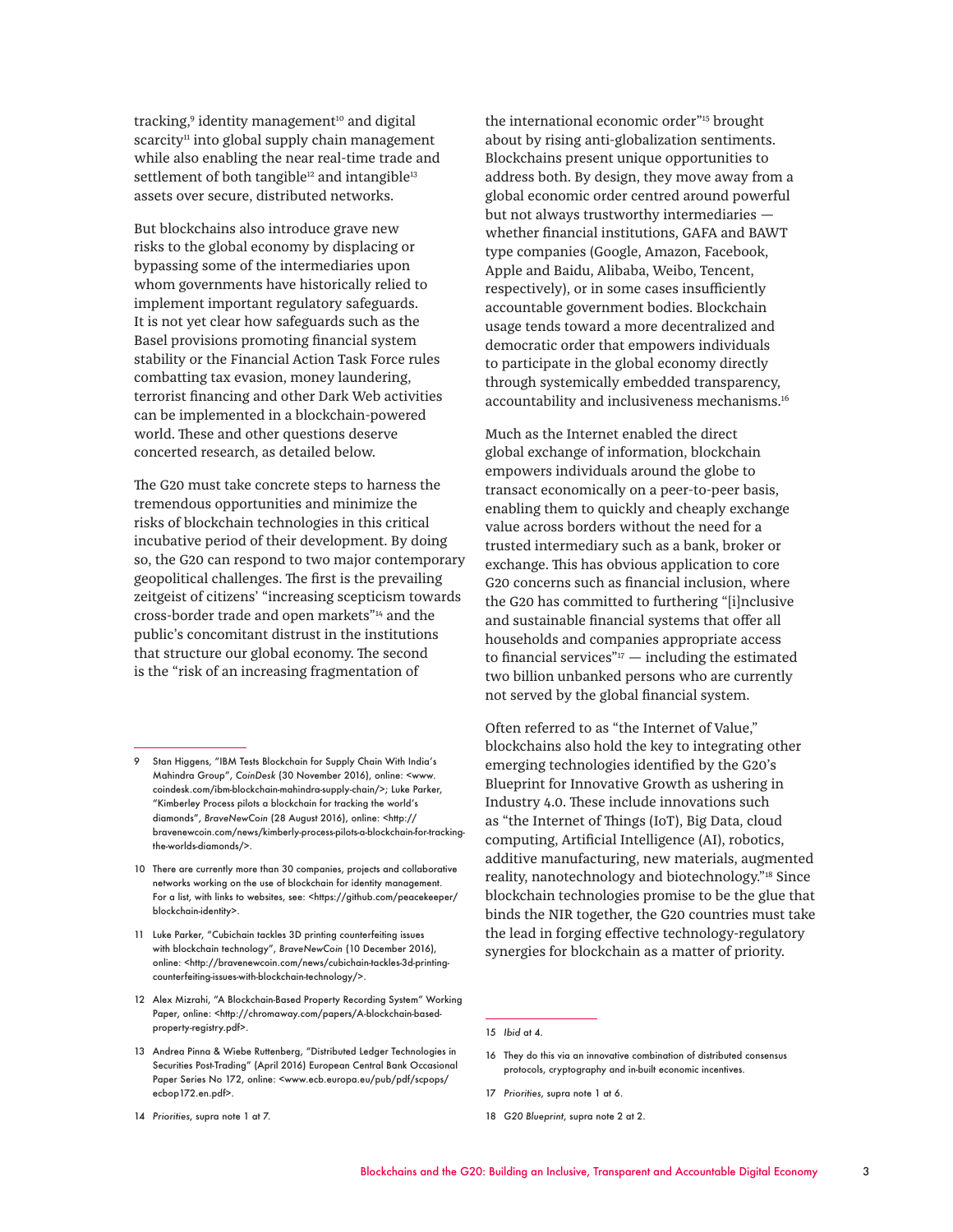tracking,[9] identity management[10] and digital scarcity[11] into global supply chain management while also enabling the near real-time trade and settlement of both tangible[12] and intangible[13] assets over secure, distributed networks.

But blockchains also introduce grave new risks to the global economy by displacing or bypassing some of the intermediaries upon whom governments have historically relied to implement important regulatory safeguards. It is not yet clear how safeguards such as the Basel provisions promoting financial system stability or the Financial Action Task Force rules combatting tax evasion, money laundering, terrorist financing and other Dark Web activities can be implemented in a blockchain-powered world. These and other questions deserve concerted research, as detailed below.

The G20 must take concrete steps to harness the tremendous opportunities and minimize the risks of blockchain technologies in this critical incubative period of their development. By doing so, the G20 can respond to two major contemporary geopolitical challenges. The first is the prevailing zeitgeist of citizens' "increasing scepticism towards cross-border trade and open markets"[14] and the public's concomitant distrust in the institutions that structure our global economy. The second is the "risk of an increasing fragmentation of the international economic order"[15] brought about by rising anti-globalization sentiments. Blockchains present unique opportunities to address both. By design, they move away from a global economic order centred around powerful but not always trustworthy intermediaries — whether financial institutions, GAFA and BAWT type companies (Google, Amazon, Facebook, Apple and Baidu, Alibaba, Weibo, Tencent, respectively), or in some cases insufficiently accountable government bodies. Blockchain usage tends toward a more decentralized and democratic order that empowers individuals to participate in the global economy directly through systemically embedded transparency, accountability and inclusiveness mechanisms.[16]

Much as the Internet enabled the direct global exchange of information, blockchain empowers individuals around the globe to transact economically on a peer-to-peer basis, enabling them to quickly and cheaply exchange value across borders without the need for a trusted intermediary such as a bank, broker or exchange. This has obvious application to core G20 concerns such as financial inclusion, where the G20 has committed to furthering "[i]nclusive and sustainable financial systems that offer all households and companies appropriate access to financial services"[17] — including the estimated two billion unbanked persons who are currently not served by the global financial system.

Often referred to as "the Internet of Value," blockchains also hold the key to integrating other emerging technologies identified by the G20's Blueprint for Innovative Growth as ushering in Industry 4.0. These include innovations such as "the Internet of Things (IoT), Big Data, cloud computing, Artificial Intelligence (AI), robotics, additive manufacturing, new materials, augmented reality, nanotechnology and biotechnology."[18] Since blockchain technologies promise to be the glue that binds the NIR together, the G20 countries must take the lead in forging effective technology-regulatory synergies for blockchain as a matter of priority.

---

9 Stan Higgens, "IBM Tests Blockchain for Supply Chain With India's Mahindra Group", *CoinDesk* (30 November 2016), online: <www.coindesk.com/ibm-blockchain-mahindra-supply-chain/>; Luke Parker, "Kimberley Process pilots a blockchain for tracking the world's diamonds", *BraveNewCoin* (28 August 2016), online: <http://bravenewcoin.com/news/kimberly-process-pilots-a-blockchain-for-tracking-the-worlds-diamonds/>.

10 There are currently more than 30 companies, projects and collaborative networks working on the use of blockchain for identity management. For a list, with links to websites, see: <https://github.com/peacekeeper/blockchain-identity>.

11 Luke Parker, "Cubichain tackles 3D printing counterfeiting issues with blockchain technology", *BraveNewCoin* (10 December 2016), online: <http://bravenewcoin.com/news/cubichain-tackles-3d-printing-counterfeiting-issues-with-blockchain-technology/>.

12 Alex Mizrahi, "A Blockchain-Based Property Recording System" Working Paper, online: <http://chromaway.com/papers/A-blockchain-based-property-registry.pdf>.

13 Andrea Pinna & Wiebe Ruttenberg, "Distributed Ledger Technologies in Securities Post-Trading" (April 2016) European Central Bank Occasional Paper Series No 172, online: <www.ecb.europa.eu/pub/pdf/scpops/ecbop172.en.pdf>.

14 *Priorities*, supra note 1 at 7.

15 *Ibid* at 4.

16 They do this via an innovative combination of distributed consensus protocols, cryptography and in-built economic incentives.

17 *Priorities*, supra note 1 at 6.

18 *G20 Blueprint*, supra note 2 at 2.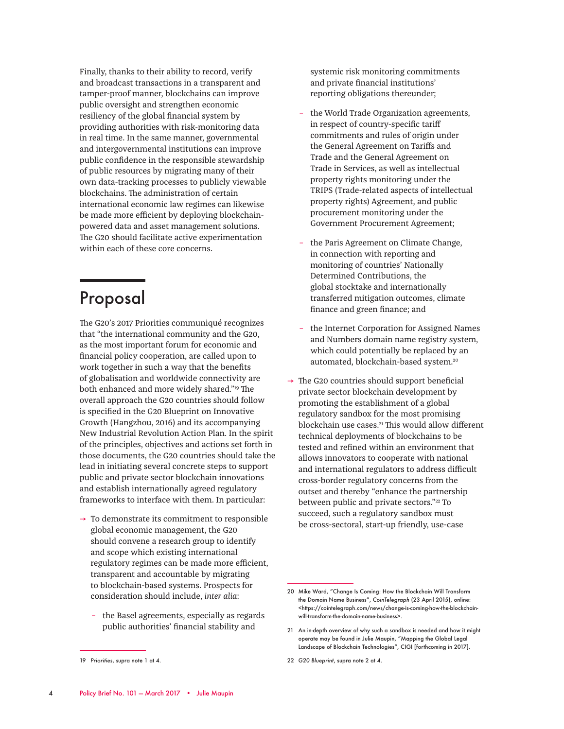Finally, thanks to their ability to record, verify and broadcast transactions in a transparent and tamper-proof manner, blockchains can improve public oversight and strengthen economic resiliency of the global financial system by providing authorities with risk-monitoring data in real time. In the same manner, governmental and intergovernmental institutions can improve public confidence in the responsible stewardship of public resources by migrating many of their own data-tracking processes to publicly viewable blockchains. The administration of certain international economic law regimes can likewise be made more efficient by deploying blockchain-powered data and asset management solutions. The G20 should facilitate active experimentation within each of these core concerns.

## Proposal

The G20's 2017 Priorities communiqué recognizes that "the international community and the G20, as the most important forum for economic and financial policy cooperation, are called upon to work together in such a way that the benefits of globalisation and worldwide connectivity are both enhanced and more widely shared."[19] The overall approach the G20 countries should follow is specified in the G20 Blueprint on Innovative Growth (Hangzhou, 2016) and its accompanying New Industrial Revolution Action Plan. In the spirit of the principles, objectives and actions set forth in those documents, the G20 countries should take the lead in initiating several concrete steps to support public and private sector blockchain innovations and establish internationally agreed regulatory frameworks to interface with them. In particular:

- To demonstrate its commitment to responsible global economic management, the G20 should convene a research group to identify and scope which existing international regulatory regimes can be made more efficient, transparent and accountable by migrating to blockchain-based systems. Prospects for consideration should include, *inter alia*:
  - the Basel agreements, especially as regards public authorities' financial stability and systemic risk monitoring commitments and private financial institutions' reporting obligations thereunder;
  - the World Trade Organization agreements, in respect of country-specific tariff commitments and rules of origin under the General Agreement on Tariffs and Trade and the General Agreement on Trade in Services, as well as intellectual property rights monitoring under the TRIPS (Trade-related aspects of intellectual property rights) Agreement, and public procurement monitoring under the Government Procurement Agreement;
  - the Paris Agreement on Climate Change, in connection with reporting and monitoring of countries' Nationally Determined Contributions, the global stocktake and internationally transferred mitigation outcomes, climate finance and green finance; and
  - the Internet Corporation for Assigned Names and Numbers domain name registry system, which could potentially be replaced by an automated, blockchain-based system.[20]
- The G20 countries should support beneficial private sector blockchain development by promoting the establishment of a global regulatory sandbox for the most promising blockchain use cases.[21] This would allow different technical deployments of blockchains to be tested and refined within an environment that allows innovators to cooperate with national and international regulators to address difficult cross-border regulatory concerns from the outset and thereby "enhance the partnership between public and private sectors."[22] To succeed, such a regulatory sandbox must be cross-sectoral, start-up friendly, use-case

---

19 *Priorities*, supra note 1 at 4.

20 Mike Ward, "Change Is Coming: How the Blockchain Will Transform the Domain Name Business", *CoinTelegraph* (23 April 2015), online: <https://cointelegraph.com/news/change-is-coming-how-the-blockchain-will-transform-the-domain-name-business>.

21 An in-depth overview of why such a sandbox is needed and how it might operate may be found in Julie Maupin, "Mapping the Global Legal Landscape of Blockchain Technologies", CIGI [forthcoming in 2017].

22 *G20 Blueprint*, supra note 2 at 4.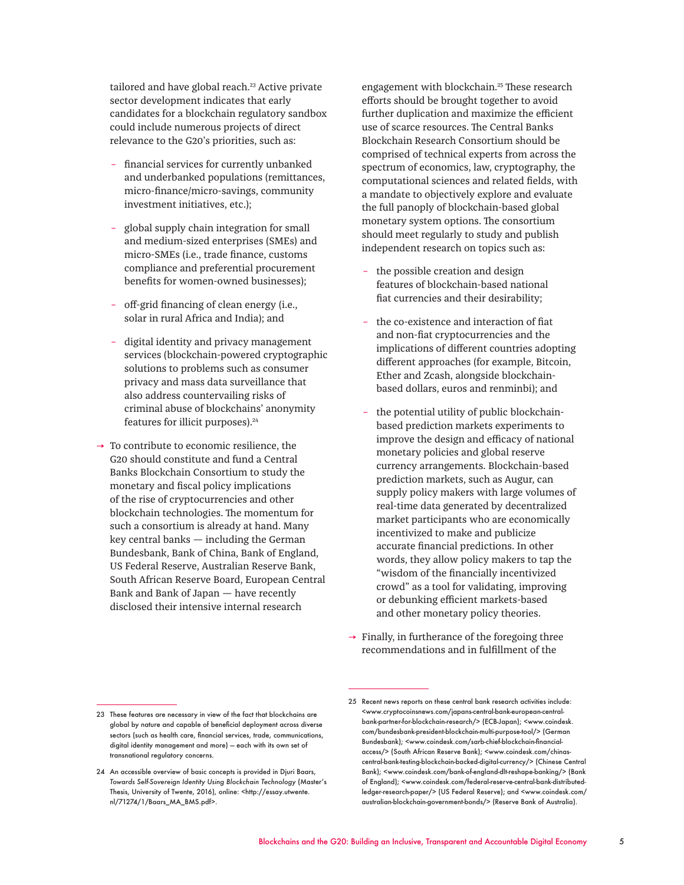tailored and have global reach.[23] Active private sector development indicates that early candidates for a blockchain regulatory sandbox could include numerous projects of direct relevance to the G20's priorities, such as:

- financial services for currently unbanked and underbanked populations (remittances, micro-finance/micro-savings, community investment initiatives, etc.);
- global supply chain integration for small and medium-sized enterprises (SMEs) and micro-SMEs (i.e., trade finance, customs compliance and preferential procurement benefits for women-owned businesses);
- off-grid financing of clean energy (i.e., solar in rural Africa and India); and
- digital identity and privacy management services (blockchain-powered cryptographic solutions to problems such as consumer privacy and mass data surveillance that also address countervailing risks of criminal abuse of blockchains' anonymity features for illicit purposes).[24]

→ To contribute to economic resilience, the G20 should constitute and fund a Central Banks Blockchain Consortium to study the monetary and fiscal policy implications of the rise of cryptocurrencies and other blockchain technologies. The momentum for such a consortium is already at hand. Many key central banks — including the German Bundesbank, Bank of China, Bank of England, US Federal Reserve, Australian Reserve Bank, South African Reserve Board, European Central Bank and Bank of Japan — have recently disclosed their intensive internal research engagement with blockchain.[25] These research efforts should be brought together to avoid further duplication and maximize the efficient use of scarce resources. The Central Banks Blockchain Research Consortium should be comprised of technical experts from across the spectrum of economics, law, cryptography, the computational sciences and related fields, with a mandate to objectively explore and evaluate the full panoply of blockchain-based global monetary system options. The consortium should meet regularly to study and publish independent research on topics such as:

- the possible creation and design features of blockchain-based national fiat currencies and their desirability;
- the co-existence and interaction of fiat and non-fiat cryptocurrencies and the implications of different countries adopting different approaches (for example, Bitcoin, Ether and Zcash, alongside blockchain-based dollars, euros and renminbi); and
- the potential utility of public blockchain-based prediction markets experiments to improve the design and efficacy of national monetary policies and global reserve currency arrangements. Blockchain-based prediction markets, such as Augur, can supply policy makers with large volumes of real-time data generated by decentralized market participants who are economically incentivized to make and publicize accurate financial predictions. In other words, they allow policy makers to tap the "wisdom of the financially incentivized crowd" as a tool for validating, improving or debunking efficient markets-based and other monetary policy theories.

→ Finally, in furtherance of the foregoing three recommendations and in fulfillment of the

---

23 These features are necessary in view of the fact that blockchains are global by nature and capable of beneficial deployment across diverse sectors (such as health care, financial services, trade, communications, digital identity management and more) — each with its own set of transnational regulatory concerns.

24 An accessible overview of basic concepts is provided in Djuri Baars, *Towards Self-Sovereign Identity Using Blockchain Technology* (Master's Thesis, University of Twente, 2016), online: <http://essay.utwente.nl/71274/1/Baars_MA_BMS.pdf>.

25 Recent news reports on these central bank research activities include: <www.cryptocoinsnews.com/japans-central-bank-european-central-bank-partner-for-blockchain-research/> (ECB-Japan); <www.coindesk.com/bundesbank-president-blockchain-multi-purpose-tool/> (German Bundesbank); <www.coindesk.com/sarb-chief-blockchain-financial-access/> (South African Reserve Bank); <www.coindesk.com/chinas-central-bank-testing-blockchain-backed-digital-currency/> (Chinese Central Bank); <www.coindesk.com/bank-of-england-dlt-reshape-banking/> (Bank of England); <www.coindesk.com/federal-reserve-central-bank-distributed-ledger-research-paper/> (US Federal Reserve); and <www.coindesk.com/australian-blockchain-government-bonds/> (Reserve Bank of Australia).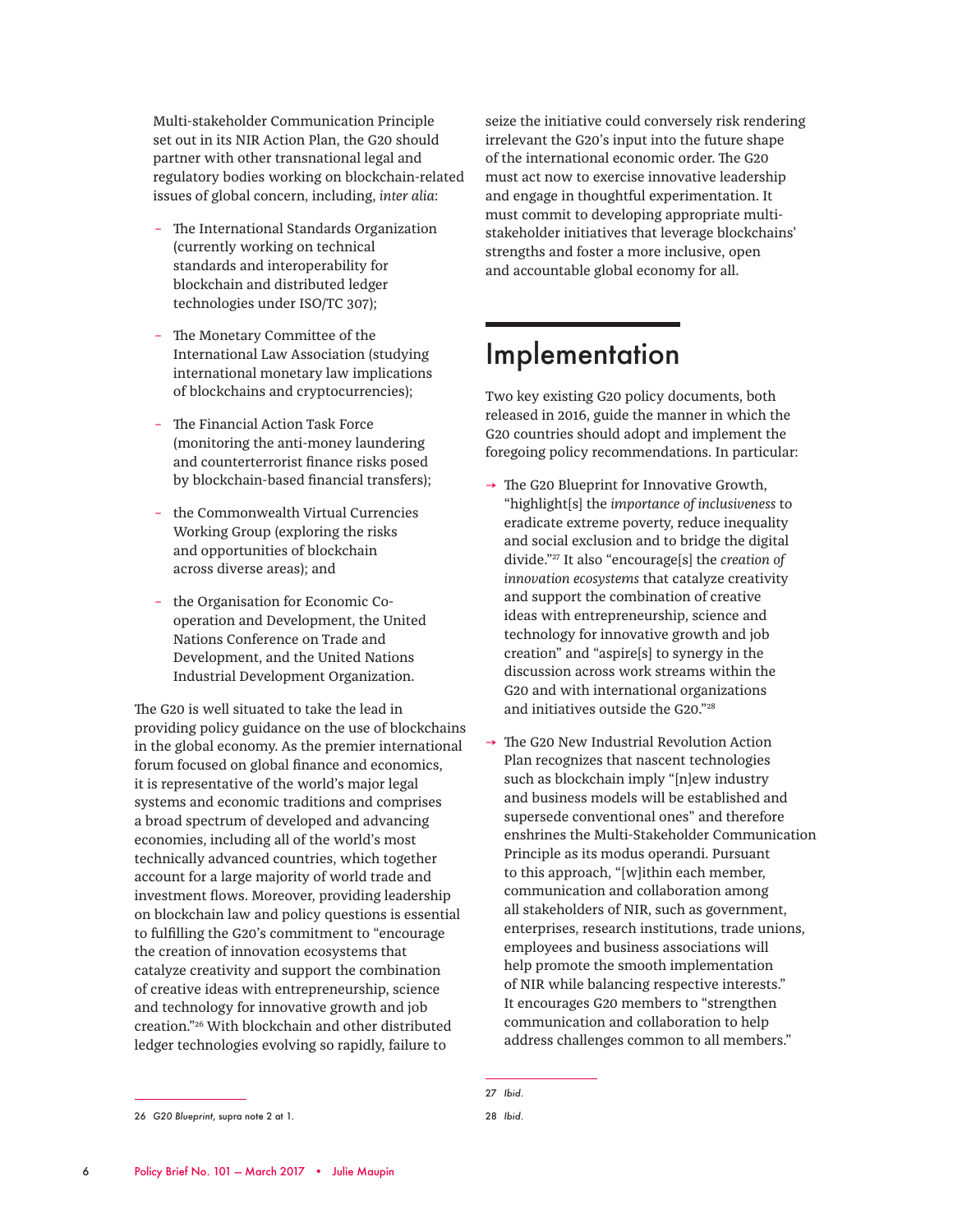Multi-stakeholder Communication Principle set out in its NIR Action Plan, the G20 should partner with other transnational legal and regulatory bodies working on blockchain-related issues of global concern, including, *inter alia*:

- The International Standards Organization (currently working on technical standards and interoperability for blockchain and distributed ledger technologies under ISO/TC 307);
- The Monetary Committee of the International Law Association (studying international monetary law implications of blockchains and cryptocurrencies);
- The Financial Action Task Force (monitoring the anti-money laundering and counterterrorist finance risks posed by blockchain-based financial transfers);
- the Commonwealth Virtual Currencies Working Group (exploring the risks and opportunities of blockchain across diverse areas); and
- the Organisation for Economic Co-operation and Development, the United Nations Conference on Trade and Development, and the United Nations Industrial Development Organization.

The G20 is well situated to take the lead in providing policy guidance on the use of blockchains in the global economy. As the premier international forum focused on global finance and economics, it is representative of the world's major legal systems and economic traditions and comprises a broad spectrum of developed and advancing economies, including all of the world's most technically advanced countries, which together account for a large majority of world trade and investment flows. Moreover, providing leadership on blockchain law and policy questions is essential to fulfilling the G20's commitment to "encourage the creation of innovation ecosystems that catalyze creativity and support the combination of creative ideas with entrepreneurship, science and technology for innovative growth and job creation."[26] With blockchain and other distributed ledger technologies evolving so rapidly, failure to seize the initiative could conversely risk rendering irrelevant the G20's input into the future shape of the international economic order. The G20 must act now to exercise innovative leadership and engage in thoughtful experimentation. It must commit to developing appropriate multi-stakeholder initiatives that leverage blockchains' strengths and foster a more inclusive, open and accountable global economy for all.

## Implementation

Two key existing G20 policy documents, both released in 2016, guide the manner in which the G20 countries should adopt and implement the foregoing policy recommendations. In particular:

→ The G20 Blueprint for Innovative Growth, "highlight[s] the *importance of inclusiveness* to eradicate extreme poverty, reduce inequality and social exclusion and to bridge the digital divide."[27] It also "encourage[s] the *creation of innovation ecosystems* that catalyze creativity and support the combination of creative ideas with entrepreneurship, science and technology for innovative growth and job creation" and "aspire[s] to synergy in the discussion across work streams within the G20 and with international organizations and initiatives outside the G20."[28]

→ The G20 New Industrial Revolution Action Plan recognizes that nascent technologies such as blockchain imply "[n]ew industry and business models will be established and supersede conventional ones" and therefore enshrines the Multi-Stakeholder Communication Principle as its modus operandi. Pursuant to this approach, "[w]ithin each member, communication and collaboration among all stakeholders of NIR, such as government, enterprises, research institutions, trade unions, employees and business associations will help promote the smooth implementation of NIR while balancing respective interests." It encourages G20 members to "strengthen communication and collaboration to help address challenges common to all members."

---

26 *G20 Blueprint,* supra note 2 at 1.

27 *Ibid.*

28 *Ibid.*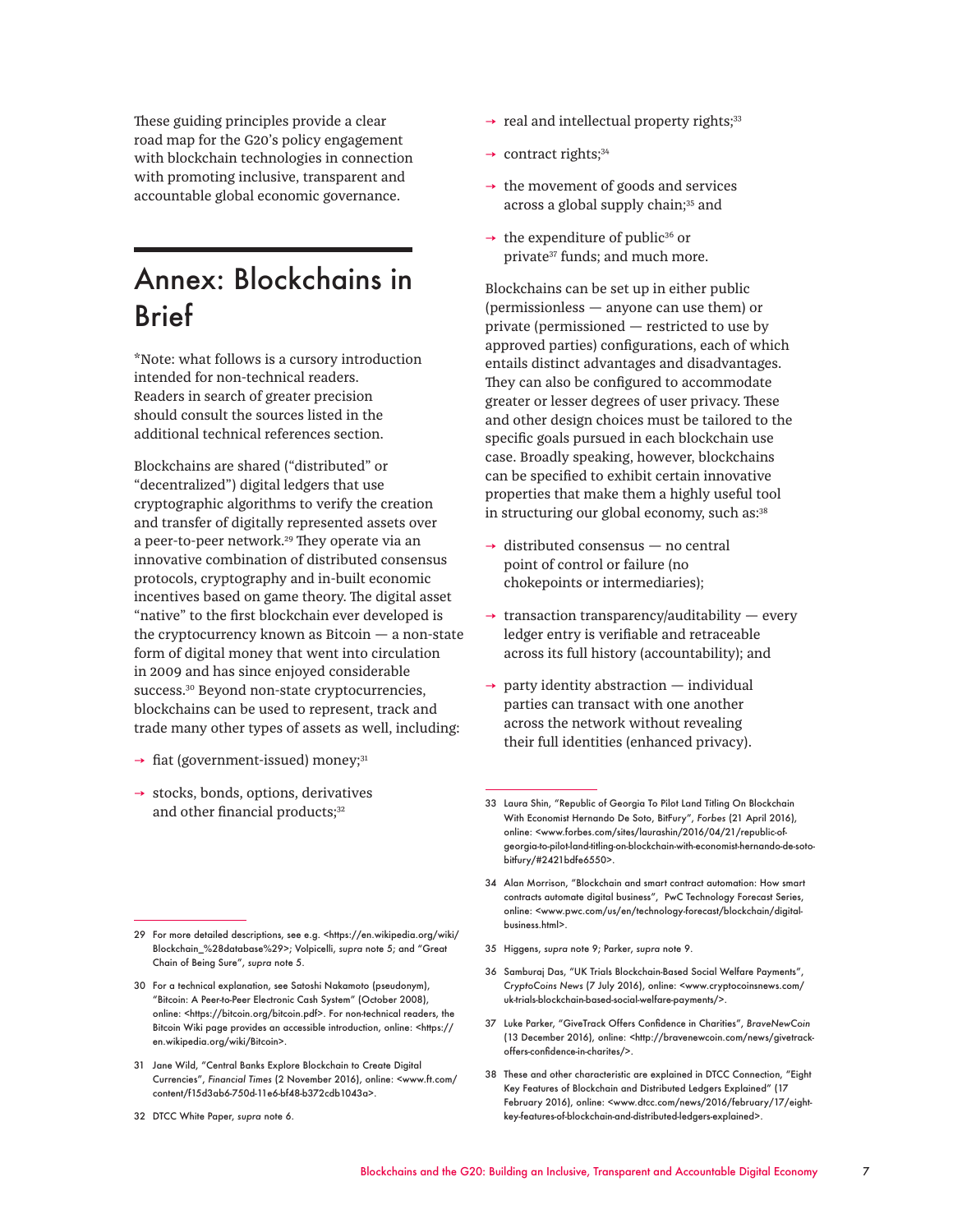These guiding principles provide a clear road map for the G20's policy engagement with blockchain technologies in connection with promoting inclusive, transparent and accountable global economic governance.

# Annex: Blockchains in Brief

*Note: what follows is a cursory introduction intended for non-technical readers. Readers in search of greater precision should consult the sources listed in the additional technical references section.

Blockchains are shared ("distributed" or "decentralized") digital ledgers that use cryptographic algorithms to verify the creation and transfer of digitally represented assets over a peer-to-peer network.[29] They operate via an innovative combination of distributed consensus protocols, cryptography and in-built economic incentives based on game theory. The digital asset "native" to the first blockchain ever developed is the cryptocurrency known as Bitcoin — a non-state form of digital money that went into circulation in 2009 and has since enjoyed considerable success.[30] Beyond non-state cryptocurrencies, blockchains can be used to represent, track and trade many other types of assets as well, including:

- fiat (government-issued) money;[31]
- stocks, bonds, options, derivatives and other financial products;[32]
- real and intellectual property rights;[33]
- contract rights;[34]
- the movement of goods and services across a global supply chain;[35] and
- the expenditure of public[36] or private[37] funds; and much more.

Blockchains can be set up in either public (permissionless — anyone can use them) or private (permissioned — restricted to use by approved parties) configurations, each of which entails distinct advantages and disadvantages. They can also be configured to accommodate greater or lesser degrees of user privacy. These and other design choices must be tailored to the specific goals pursued in each blockchain use case. Broadly speaking, however, blockchains can be specified to exhibit certain innovative properties that make them a highly useful tool in structuring our global economy, such as:[38]

- distributed consensus — no central point of control or failure (no chokepoints or intermediaries);
- transaction transparency/auditability — every ledger entry is verifiable and retraceable across its full history (accountability); and
- party identity abstraction — individual parties can transact with one another across the network without revealing their full identities (enhanced privacy).

---

29 For more detailed descriptions, see e.g. <https://en.wikipedia.org/wiki/Blockchain_%28database%29>; Volpicelli, *supra* note 5; and "Great Chain of Being Sure", *supra* note 5.

30 For a technical explanation, see Satoshi Nakamoto (pseudonym), "Bitcoin: A Peer-to-Peer Electronic Cash System" (October 2008), online: <https://bitcoin.org/bitcoin.pdf>. For non-technical readers, the Bitcoin Wiki page provides an accessible introduction, online: <https://en.wikipedia.org/wiki/Bitcoin>.

31 Jane Wild, "Central Banks Explore Blockchain to Create Digital Currencies", *Financial Times* (2 November 2016), online: <www.ft.com/content/f15d3ab6-750d-11e6-bf48-b372cdb1043a>.

32 DTCC White Paper, *supra* note 6.

33 Laura Shin, "Republic of Georgia To Pilot Land Titling On Blockchain With Economist Hernando De Soto, BitFury", *Forbes* (21 April 2016), online: <www.forbes.com/sites/laurashin/2016/04/21/republic-of-georgia-to-pilot-land-titling-on-blockchain-with-economist-hernando-de-soto-bitfury/#2421bdfe6550>.

34 Alan Morrison, "Blockchain and smart contract automation: How smart contracts automate digital business", PwC Technology Forecast Series, online: <www.pwc.com/us/en/technology-forecast/blockchain/digital-business.html>.

35 Higgens, *supra* note 9; Parker, *supra* note 9.

36 Samburaj Das, "UK Trials Blockchain-Based Social Welfare Payments", *CryptoCoins News* (7 July 2016), online: <www.cryptocoinsnews.com/uk-trials-blockchain-based-social-welfare-payments/>.

37 Luke Parker, "GiveTrack Offers Confidence in Charities", *BraveNewCoin* (13 December 2016), online: <http://bravenewcoin.com/news/givetrack-offers-confidence-in-charites/>.

38 These and other characteristic are explained in DTCC Connection, "Eight Key Features of Blockchain and Distributed Ledgers Explained" (17 February 2016), online: <www.dtcc.com/news/2016/february/17/eight-key-features-of-blockchain-and-distributed-ledgers-explained>.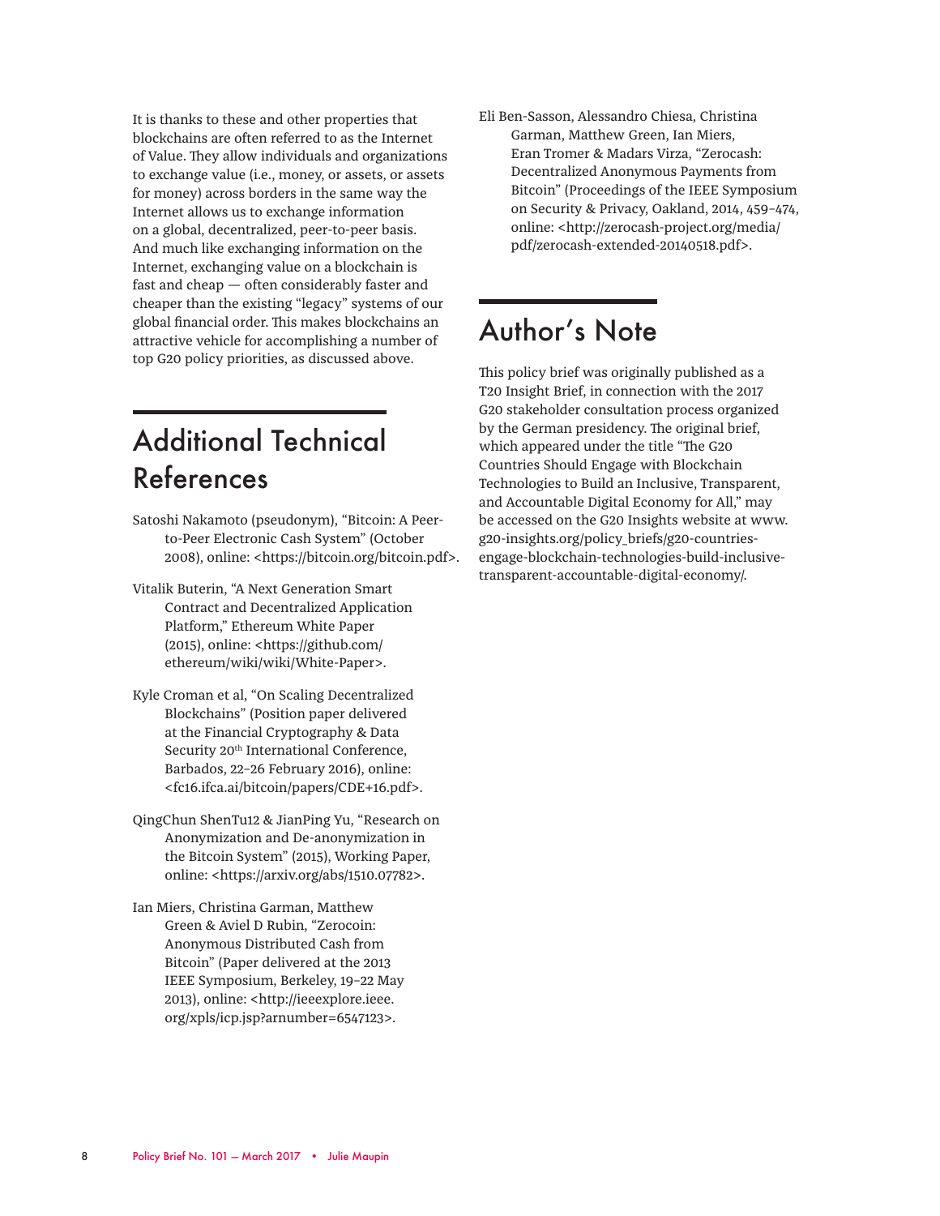It is thanks to these and other properties that blockchains are often referred to as the Internet of Value. They allow individuals and organizations to exchange value (i.e., money, or assets, or assets for money) across borders in the same way the Internet allows us to exchange information on a global, decentralized, peer-to-peer basis. And much like exchanging information on the Internet, exchanging value on a blockchain is fast and cheap — often considerably faster and cheaper than the existing "legacy" systems of our global financial order. This makes blockchains an attractive vehicle for accomplishing a number of top G20 policy priorities, as discussed above.

## Additional Technical References

Satoshi Nakamoto (pseudonym), "Bitcoin: A Peer-to-Peer Electronic Cash System" (October 2008), online: <https://bitcoin.org/bitcoin.pdf>.

Vitalik Buterin, "A Next Generation Smart Contract and Decentralized Application Platform," Ethereum White Paper (2015), online: <https://github.com/ethereum/wiki/wiki/White-Paper>.

Kyle Croman et al, "On Scaling Decentralized Blockchains" (Position paper delivered at the Financial Cryptography & Data Security 20th International Conference, Barbados, 22–26 February 2016), online: <fc16.ifca.ai/bitcoin/papers/CDE+16.pdf>.

QingChun ShenTu12 & JianPing Yu, "Research on Anonymization and De-anonymization in the Bitcoin System" (2015), Working Paper, online: <https://arxiv.org/abs/1510.07782>.

Ian Miers, Christina Garman, Matthew Green & Aviel D Rubin, "Zerocoin: Anonymous Distributed Cash from Bitcoin" (Paper delivered at the 2013 IEEE Symposium, Berkeley, 19–22 May 2013), online: <http://ieeexplore.ieee.org/xpls/icp.jsp?arnumber=6547123>.

Eli Ben-Sasson, Alessandro Chiesa, Christina Garman, Matthew Green, Ian Miers, Eran Tromer & Madars Virza, "Zerocash: Decentralized Anonymous Payments from Bitcoin" (Proceedings of the IEEE Symposium on Security & Privacy, Oakland, 2014, 459–474, online: <http://zerocash-project.org/media/pdf/zerocash-extended-20140518.pdf>.

## Author's Note

This policy brief was originally published as a T20 Insight Brief, in connection with the 2017 G20 stakeholder consultation process organized by the German presidency. The original brief, which appeared under the title "The G20 Countries Should Engage with Blockchain Technologies to Build an Inclusive, Transparent, and Accountable Digital Economy for All," may be accessed on the G20 Insights website at www.g20-insights.org/policy_briefs/g20-countries-engage-blockchain-technologies-build-inclusive-transparent-accountable-digital-economy/.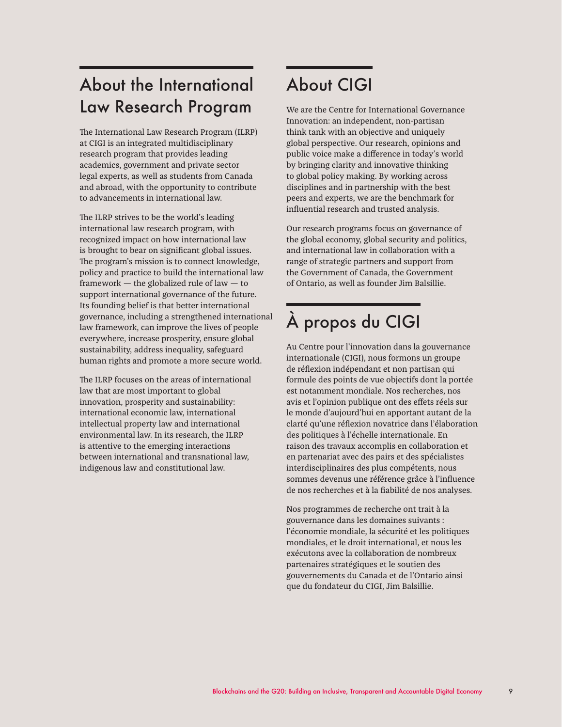## About the International Law Research Program

The International Law Research Program (ILRP) at CIGI is an integrated multidisciplinary research program that provides leading academics, government and private sector legal experts, as well as students from Canada and abroad, with the opportunity to contribute to advancements in international law.

The ILRP strives to be the world's leading international law research program, with recognized impact on how international law is brought to bear on significant global issues. The program's mission is to connect knowledge, policy and practice to build the international law framework — the globalized rule of law — to support international governance of the future. Its founding belief is that better international governance, including a strengthened international law framework, can improve the lives of people everywhere, increase prosperity, ensure global sustainability, address inequality, safeguard human rights and promote a more secure world.

The ILRP focuses on the areas of international law that are most important to global innovation, prosperity and sustainability: international economic law, international intellectual property law and international environmental law. In its research, the ILRP is attentive to the emerging interactions between international and transnational law, indigenous law and constitutional law.

## About CIGI

We are the Centre for International Governance Innovation: an independent, non-partisan think tank with an objective and uniquely global perspective. Our research, opinions and public voice make a difference in today's world by bringing clarity and innovative thinking to global policy making. By working across disciplines and in partnership with the best peers and experts, we are the benchmark for influential research and trusted analysis.

Our research programs focus on governance of the global economy, global security and politics, and international law in collaboration with a range of strategic partners and support from the Government of Canada, the Government of Ontario, as well as founder Jim Balsillie.

## À propos du CIGI

Au Centre pour l'innovation dans la gouvernance internationale (CIGI), nous formons un groupe de réflexion indépendant et non partisan qui formule des points de vue objectifs dont la portée est notamment mondiale. Nos recherches, nos avis et l'opinion publique ont des effets réels sur le monde d'aujourd'hui en apportant autant de la clarté qu'une réflexion novatrice dans l'élaboration des politiques à l'échelle internationale. En raison des travaux accomplis en collaboration et en partenariat avec des pairs et des spécialistes interdisciplinaires des plus compétents, nous sommes devenus une référence grâce à l'influence de nos recherches et à la fiabilité de nos analyses.

Nos programmes de recherche ont trait à la gouvernance dans les domaines suivants : l'économie mondiale, la sécurité et les politiques mondiales, et le droit international, et nous les exécutons avec la collaboration de nombreux partenaires stratégiques et le soutien des gouvernements du Canada et de l'Ontario ainsi que du fondateur du CIGI, Jim Balsillie.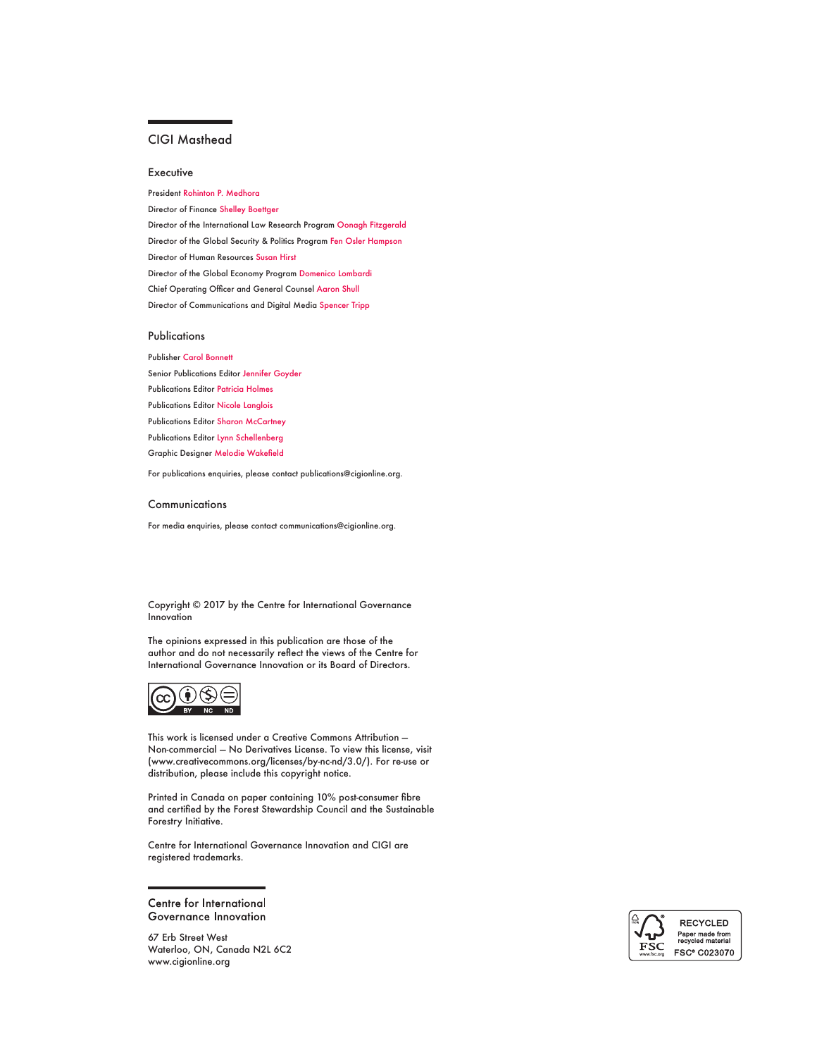## CIGI Masthead

### Executive

President Rohinton P. Medhora

Director of Finance Shelley Boettger

Director of the International Law Research Program Oonagh Fitzgerald

Director of the Global Security & Politics Program Fen Osler Hampson

Director of Human Resources Susan Hirst

Director of the Global Economy Program Domenico Lombardi

Chief Operating Officer and General Counsel Aaron Shull

Director of Communications and Digital Media Spencer Tripp

### Publications

Publisher Carol Bonnett

Senior Publications Editor Jennifer Goyder

Publications Editor Patricia Holmes

Publications Editor Nicole Langlois

Publications Editor Sharon McCartney

Publications Editor Lynn Schellenberg

Graphic Designer Melodie Wakefield

For publications enquiries, please contact publications@cigionline.org.

### Communications

For media enquiries, please contact communications@cigionline.org.

Copyright © 2017 by the Centre for International Governance Innovation

The opinions expressed in this publication are those of the author and do not necessarily reflect the views of the Centre for International Governance Innovation or its Board of Directors.

This work is licensed under a Creative Commons Attribution — Non-commercial — No Derivatives License. To view this license, visit (www.creativecommons.org/licenses/by-nc-nd/3.0/). For re-use or distribution, please include this copyright notice.

Printed in Canada on paper containing 10% post-consumer fibre and certified by the Forest Stewardship Council and the Sustainable Forestry Initiative.

Centre for International Governance Innovation and CIGI are registered trademarks.

Centre for International Governance Innovation

67 Erb Street West
Waterloo, ON, Canada N2L 6C2
www.cigionline.org

RECYCLED
Paper made from recycled material
FSC® C023070